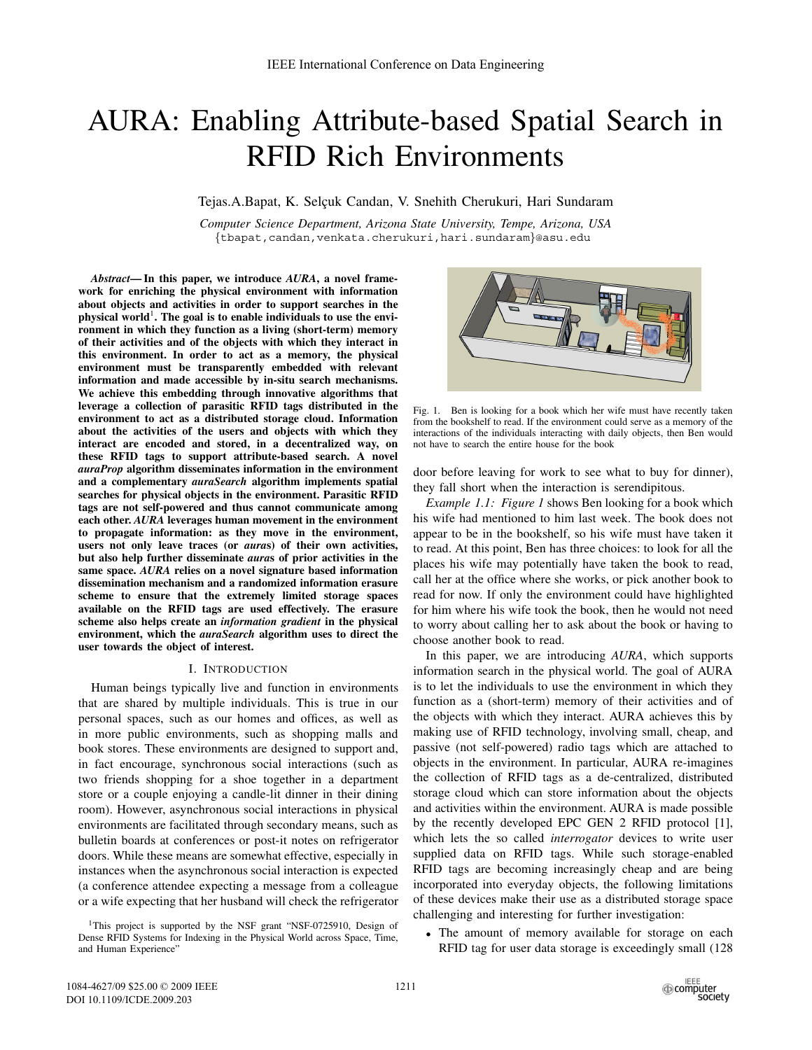# AURA: Enabling Attribute-based Spatial Search in RFID Rich Environments

Tejas.A.Bapat, K. Selçuk Candan, V. Snehith Cherukuri, Hari Sundaram

*Computer Science Department, Arizona State University, Tempe, Arizona, USA*
{tbapat,candan,venkata.cherukuri,hari.sundaram}@asu.edu

***Abstract*— In this paper, we introduce *AURA*, a novel framework for enriching the physical environment with information about objects and activities in order to support searches in the physical world[1]. The goal is to enable individuals to use the environment in which they function as a living (short-term) memory of their activities and of the objects with which they interact in this environment. In order to act as a memory, the physical environment must be transparently embedded with relevant information and made accessible by in-situ search mechanisms. We achieve this embedding through innovative algorithms that leverage a collection of parasitic RFID tags distributed in the environment to act as a distributed storage cloud. Information about the activities of the users and objects with which they interact are encoded and stored, in a decentralized way, on these RFID tags to support attribute-based search. A novel *auraProp* algorithm disseminates information in the environment and a complementary *auraSearch* algorithm implements spatial searches for physical objects in the environment. Parasitic RFID tags are not self-powered and thus cannot communicate among each other. *AURA* leverages human movement in the environment to propagate information: as they move in the environment, users not only leave traces (or *auras*) of their own activities, but also help further disseminate *auras* of prior activities in the same space. *AURA* relies on a novel signature based information dissemination mechanism and a randomized information erasure scheme to ensure that the extremely limited storage spaces available on the RFID tags are used effectively. The erasure scheme also helps create an *information gradient* in the physical environment, which the *auraSearch* algorithm uses to direct the user towards the object of interest.**

## I. Introduction

Human beings typically live and function in environments that are shared by multiple individuals. This is true in our personal spaces, such as our homes and offices, as well as in more public environments, such as shopping malls and book stores. These environments are designed to support and, in fact encourage, synchronous social interactions (such as two friends shopping for a shoe together in a department store or a couple enjoying a candle-lit dinner in their dining room). However, asynchronous social interactions in physical environments are facilitated through secondary means, such as bulletin boards at conferences or post-it notes on refrigerator doors. While these means are somewhat effective, especially in instances when the asynchronous social interaction is expected (a conference attendee expecting a message from a colleague or a wife expecting that her husband will check the refrigerator door before leaving for work to see what to buy for dinner), they fall short when the interaction is serendipitous.

Fig. 1. Ben is looking for a book which her wife must have recently taken from the bookshelf to read. If the environment could serve as a memory of the interactions of the individuals interacting with daily objects, then Ben would not have to search the entire house for the book

*Example 1.1: Figure 1* shows Ben looking for a book which his wife had mentioned to him last week. The book does not appear to be in the bookshelf, so his wife must have taken it to read. At this point, Ben has three choices: to look for all the places his wife may potentially have taken the book to read, call her at the office where she works, or pick another book to read for now. If only the environment could have highlighted for him where his wife took the book, then he would not need to worry about calling her to ask about the book or having to choose another book to read.

In this paper, we are introducing *AURA*, which supports information search in the physical world. The goal of AURA is to let the individuals to use the environment in which they function as a (short-term) memory of their activities and of the objects with which they interact. AURA achieves this by making use of RFID technology, involving small, cheap, and passive (not self-powered) radio tags which are attached to objects in the environment. In particular, AURA re-imagines the collection of RFID tags as a de-centralized, distributed storage cloud which can store information about the objects and activities within the environment. AURA is made possible by the recently developed EPC GEN 2 RFID protocol [1], which lets the so called *interrogator* devices to write user supplied data on RFID tags. While such storage-enabled RFID tags are becoming increasingly cheap and are being incorporated into everyday objects, the following limitations of these devices make their use as a distributed storage space challenging and interesting for further investigation:

- The amount of memory available for storage on each RFID tag for user data storage is exceedingly small (128

[1]This project is supported by the NSF grant "NSF-0725910, Design of Dense RFID Systems for Indexing in the Physical World across Space, Time, and Human Experience"

1084-4627/09 $25.00 © 2009 IEEE
DOI 10.1109/ICDE.2009.203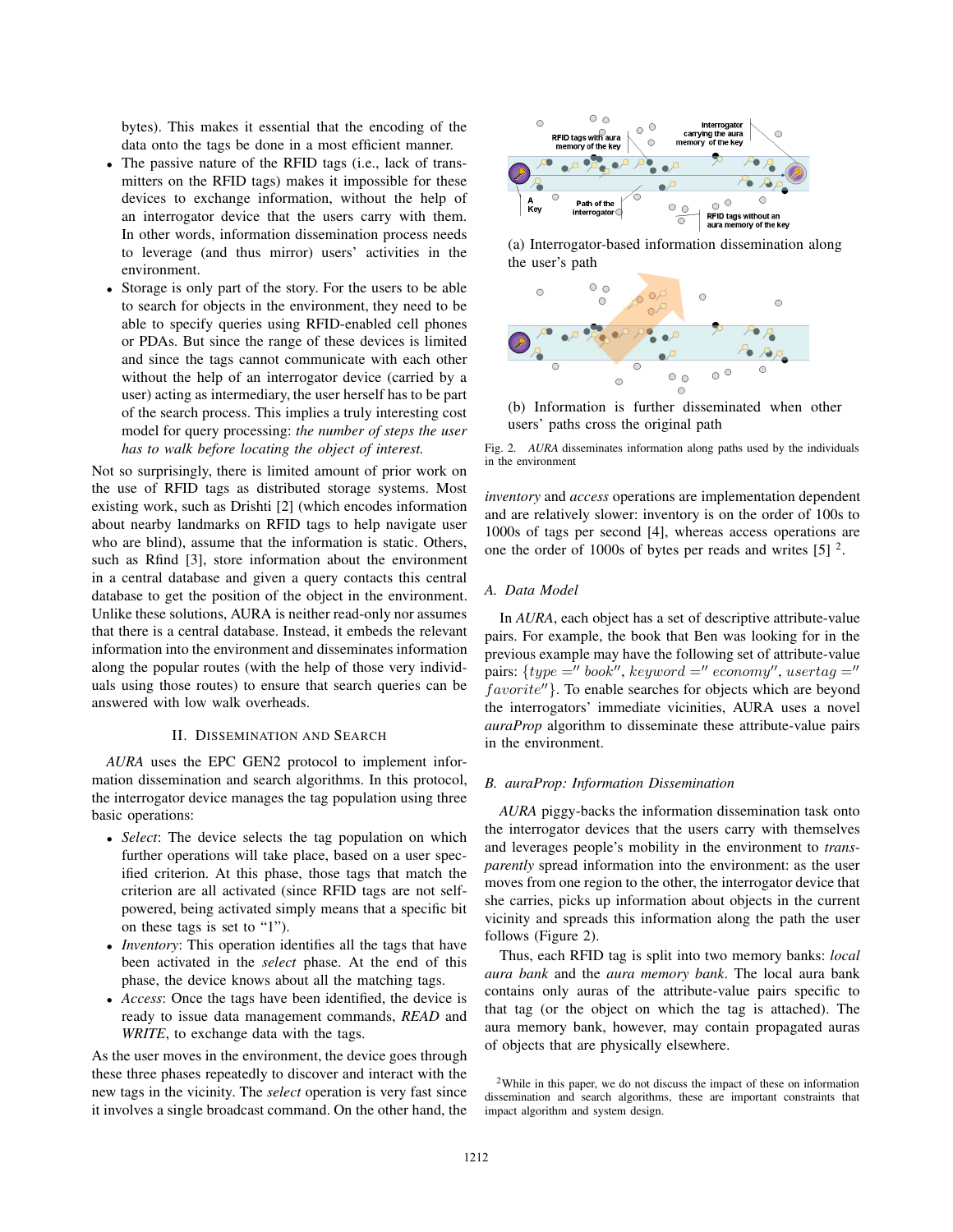bytes). This makes it essential that the encoding of the data onto the tags be done in a most efficient manner.

- The passive nature of the RFID tags (i.e., lack of transmitters on the RFID tags) makes it impossible for these devices to exchange information, without the help of an interrogator device that the users carry with them. In other words, information dissemination process needs to leverage (and thus mirror) users' activities in the environment.
- Storage is only part of the story. For the users to be able to search for objects in the environment, they need to be able to specify queries using RFID-enabled cell phones or PDAs. But since the range of these devices is limited and since the tags cannot communicate with each other without the help of an interrogator device (carried by a user) acting as intermediary, the user herself has to be part of the search process. This implies a truly interesting cost model for query processing: *the number of steps the user has to walk before locating the object of interest.*

Not so surprisingly, there is limited amount of prior work on the use of RFID tags as distributed storage systems. Most existing work, such as Drishti [2] (which encodes information about nearby landmarks on RFID tags to help navigate user who are blind), assume that the information is static. Others, such as Rfind [3], store information about the environment in a central database and given a query contacts this central database to get the position of the object in the environment. Unlike these solutions, AURA is neither read-only nor assumes that there is a central database. Instead, it embeds the relevant information into the environment and disseminates information along the popular routes (with the help of those very individuals using those routes) to ensure that search queries can be answered with low walk overheads.

## II. Dissemination and Search

*AURA* uses the EPC GEN2 protocol to implement information dissemination and search algorithms. In this protocol, the interrogator device manages the tag population using three basic operations:

- *Select*: The device selects the tag population on which further operations will take place, based on a user specified criterion. At this phase, those tags that match the criterion are all activated (since RFID tags are not self-powered, being activated simply means that a specific bit on these tags is set to "1").
- *Inventory*: This operation identifies all the tags that have been activated in the *select* phase. At the end of this phase, the device knows about all the matching tags.
- *Access*: Once the tags have been identified, the device is ready to issue data management commands, *READ* and *WRITE*, to exchange data with the tags.

As the user moves in the environment, the device goes through these three phases repeatedly to discover and interact with the new tags in the vicinity. The *select* operation is very fast since it involves a single broadcast command. On the other hand, the *inventory* and *access* operations are implementation dependent and are relatively slower: inventory is on the order of 100s to 1000s of tags per second [4], whereas access operations are one the order of 1000s of bytes per reads and writes [5] [2].

RFID tags with aura memory of the key

Interrogator carrying the aura memory of the key

A Key

Path of the interrogator

RFID tags without an aura memory of the key

(a) Interrogator-based information dissemination along the user's path

(b) Information is further disseminated when other users' paths cross the original path

Fig. 2. *AURA* disseminates information along paths used by the individuals in the environment

### A. Data Model

In *AURA*, each object has a set of descriptive attribute-value pairs. For example, the book that Ben was looking for in the previous example may have the following set of attribute-value pairs: $\{type = ''book'', keyword = ''economy'', usertag = ''favorite''\}$. To enable searches for objects which are beyond the interrogators' immediate vicinities, AURA uses a novel *auraProp* algorithm to disseminate these attribute-value pairs in the environment.

### B. auraProp: Information Dissemination

*AURA* piggy-backs the information dissemination task onto the interrogator devices that the users carry with themselves and leverages people's mobility in the environment to *transparently* spread information into the environment: as the user moves from one region to the other, the interrogator device that she carries, picks up information about objects in the current vicinity and spreads this information along the path the user follows (Figure 2).

Thus, each RFID tag is split into two memory banks: *local aura bank* and the *aura memory bank*. The local aura bank contains only auras of the attribute-value pairs specific to that tag (or the object on which the tag is attached). The aura memory bank, however, may contain propagated auras of objects that are physically elsewhere.

[2] While in this paper, we do not discuss the impact of these on information dissemination and search algorithms, these are important constraints that impact algorithm and system design.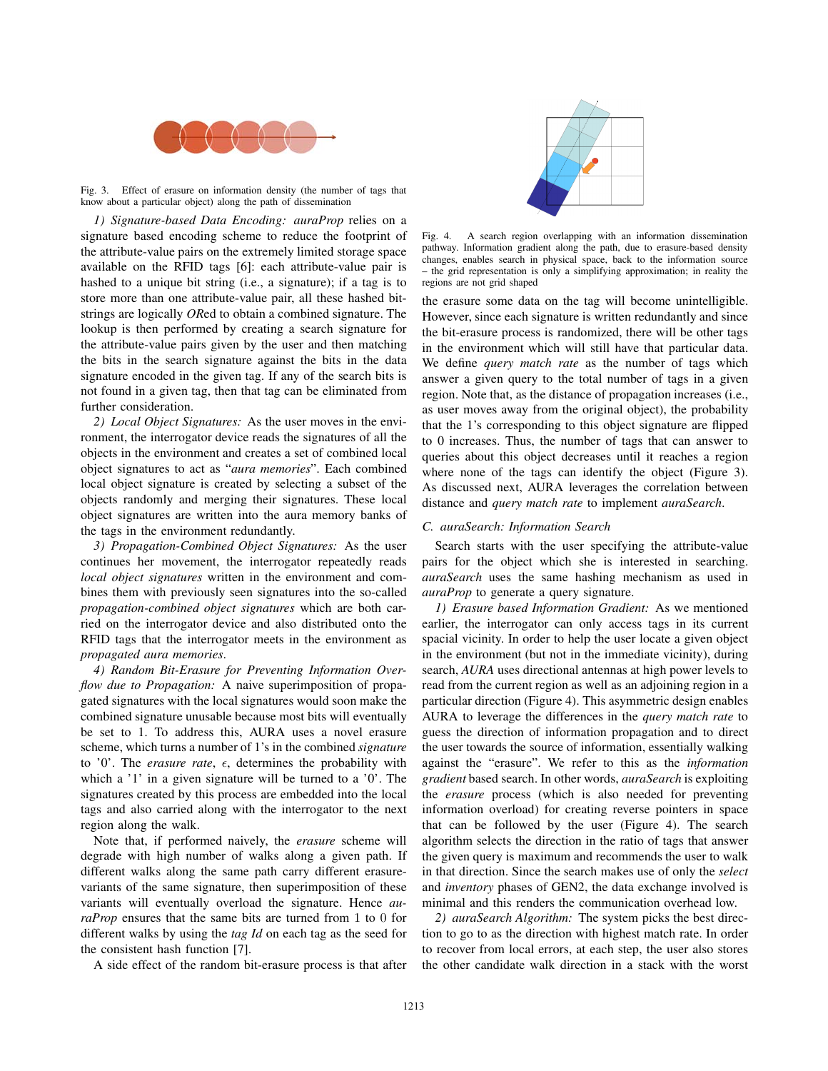Fig. 3. Effect of erasure on information density (the number of tags that know about a particular object) along the path of dissemination

*1) Signature-based Data Encoding:* *auraProp* relies on a signature based encoding scheme to reduce the footprint of the attribute-value pairs on the extremely limited storage space available on the RFID tags [6]: each attribute-value pair is hashed to a unique bit string (i.e., a signature); if a tag is to store more than one attribute-value pair, all these hashed bit-strings are logically *OR*ed to obtain a combined signature. The lookup is then performed by creating a search signature for the attribute-value pairs given by the user and then matching the bits in the search signature against the bits in the data signature encoded in the given tag. If any of the search bits is not found in a given tag, then that tag can be eliminated from further consideration.

*2) Local Object Signatures:* As the user moves in the environment, the interrogator device reads the signatures of all the objects in the environment and creates a set of combined local object signatures to act as "*aura memories*". Each combined local object signature is created by selecting a subset of the objects randomly and merging their signatures. These local object signatures are written into the aura memory banks of the tags in the environment redundantly.

*3) Propagation-Combined Object Signatures:* As the user continues her movement, the interrogator repeatedly reads *local object signatures* written in the environment and combines them with previously seen signatures into the so-called *propagation-combined object signatures* which are both carried on the interrogator device and also distributed onto the RFID tags that the interrogator meets in the environment as *propagated aura memories*.

*4) Random Bit-Erasure for Preventing Information Overflow due to Propagation:* A naive superimposition of propagated signatures with the local signatures would soon make the combined signature unusable because most bits will eventually be set to 1. To address this, AURA uses a novel erasure scheme, which turns a number of 1's in the combined *signature* to '0'. The *erasure rate*, $\epsilon$, determines the probability with which a '1' in a given signature will be turned to a '0'. The signatures created by this process are embedded into the local tags and also carried along with the interrogator to the next region along the walk.

Note that, if performed naively, the *erasure* scheme will degrade with high number of walks along a given path. If different walks along the same path carry different erasure-variants of the same signature, then superimposition of these variants will eventually overload the signature. Hence *auraProp* ensures that the same bits are turned from 1 to 0 for different walks by using the *tag Id* on each tag as the seed for the consistent hash function [7].

A side effect of the random bit-erasure process is that after the erasure some data on the tag will become unintelligible. However, since each signature is written redundantly and since the bit-erasure process is randomized, there will be other tags in the environment which will still have that particular data. We define *query match rate* as the number of tags which answer a given query to the total number of tags in a given region. Note that, as the distance of propagation increases (i.e., as user moves away from the original object), the probability that the 1's corresponding to this object signature are flipped to 0 increases. Thus, the number of tags that can answer to queries about this object decreases until it reaches a region where none of the tags can identify the object (Figure 3). As discussed next, AURA leverages the correlation between distance and *query match rate* to implement *auraSearch*.

Fig. 4. A search region overlapping with an information dissemination pathway. Information gradient along the path, due to erasure-based density changes, enables search in physical space, back to the information source – the grid representation is only a simplifying approximation; in reality the regions are not grid shaped

### C. auraSearch: Information Search

Search starts with the user specifying the attribute-value pairs for the object which she is interested in searching. *auraSearch* uses the same hashing mechanism as used in *auraProp* to generate a query signature.

*1) Erasure based Information Gradient:* As we mentioned earlier, the interrogator can only access tags in its current spacial vicinity. In order to help the user locate a given object in the environment (but not in the immediate vicinity), during search, *AURA* uses directional antennas at high power levels to read from the current region as well as an adjoining region in a particular direction (Figure 4). This asymmetric design enables AURA to leverage the differences in the *query match rate* to guess the direction of information propagation and to direct the user towards the source of information, essentially walking against the "erasure". We refer to this as the *information gradient* based search. In other words, *auraSearch* is exploiting the *erasure* process (which is also needed for preventing information overload) for creating reverse pointers in space that can be followed by the user (Figure 4). The search algorithm selects the direction in the ratio of tags that answer the given query is maximum and recommends the user to walk in that direction. Since the search makes use of only the *select* and *inventory* phases of GEN2, the data exchange involved is minimal and this renders the communication overhead low.

*2) auraSearch Algorithm:* The system picks the best direction to go to as the direction with highest match rate. In order to recover from local errors, at each step, the user also stores the other candidate walk direction in a stack with the worst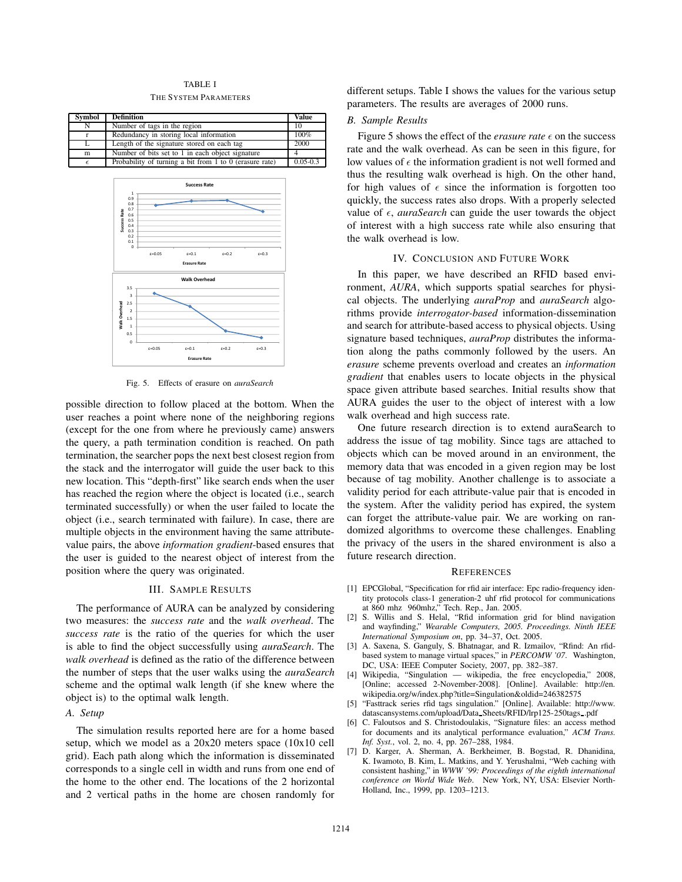TABLE I

THE SYSTEM PARAMETERS

| Symbol | Definition | Value |
|---|---|---|
| N | Number of tags in the region | 10 |
| r | Redundancy in storing local information | 100% |
| L | Length of the signature stored on each tag | 2000 |
| m | Number of bits set to 1 in each object signature | 4 |
| $\epsilon$ | Probability of turning a bit from 1 to 0 (erasure rate) | 0.05-0.3 |

Success Rate

Success Rate

1
0.9
0.8
0.7
0.6
0.5
0.4
0.3
0.2
0.1
0

ε=0.05 ε=0.1 ε=0.2 ε=0.3

Erasure Rate

Walk Overhead

Walk Overhead

3.5
3
2.5
2
1.5
1
0.5
0

ε=0.05 ε=0.1 ε=0.2 ε=0.3

Erasure Rate

Fig. 5. Effects of erasure on *auraSearch*

possible direction to follow placed at the bottom. When the user reaches a point where none of the neighboring regions (except for the one from where he previously came) answers the query, a path termination condition is reached. On path termination, the searcher pops the next best closest region from the stack and the interrogator will guide the user back to this new location. This "depth-first" like search ends when the user has reached the region where the object is located (i.e., search terminated successfully) or when the user failed to locate the object (i.e., search terminated with failure). In case, there are multiple objects in the environment having the same attribute-value pairs, the above *information gradient*-based ensures that the user is guided to the nearest object of interest from the position where the query was originated.

## III. Sample Results

The performance of AURA can be analyzed by considering two measures: the *success rate* and the *walk overhead*. The *success rate* is the ratio of the queries for which the user is able to find the object successfully using *auraSearch*. The *walk overhead* is defined as the ratio of the difference between the number of steps that the user walks using the *auraSearch* scheme and the optimal walk length (if she knew where the object is) to the optimal walk length.

### A. Setup

The simulation results reported here are for a home based setup, which we model as a 20x20 meters space (10x10 cell grid). Each path along which the information is disseminated corresponds to a single cell in width and runs from one end of the home to the other end. The locations of the 2 horizontal and 2 vertical paths in the home are chosen randomly for different setups. Table I shows the values for the various setup parameters. The results are averages of 2000 runs.

### B. Sample Results

Figure 5 shows the effect of the *erasure rate* $\epsilon$ on the success rate and the walk overhead. As can be seen in this figure, for low values of $\epsilon$ the information gradient is not well formed and thus the resulting walk overhead is high. On the other hand, for high values of $\epsilon$ since the information is forgotten too quickly, the success rates also drops. With a properly selected value of $\epsilon$, *auraSearch* can guide the user towards the object of interest with a high success rate while also ensuring that the walk overhead is low.

## IV. Conclusion and Future Work

In this paper, we have described an RFID based environment, *AURA*, which supports spatial searches for physical objects. The underlying *auraProp* and *auraSearch* algorithms provide *interrogator-based* information-dissemination and search for attribute-based access to physical objects. Using signature based techniques, *auraProp* distributes the information along the paths commonly followed by the users. An *erasure* scheme prevents overload and creates an *information gradient* that enables users to locate objects in the physical space given attribute based searches. Initial results show that AURA guides the user to the object of interest with a low walk overhead and high success rate.

One future research direction is to extend auraSearch to address the issue of tag mobility. Since tags are attached to objects which can be moved around in an environment, the memory data that was encoded in a given region may be lost because of tag mobility. Another challenge is to associate a validity period for each attribute-value pair that is encoded in the system. After the validity period has expired, the system can forget the attribute-value pair. We are working on randomized algorithms to overcome these challenges. Enabling the privacy of the users in the shared environment is also a future research direction.

## References

[1] EPCGlobal, "Specification for rfid air interface: Epc radio-frequency identity protocols class-1 generation-2 uhf rfid protocol for communications at 860 mhz 960mhz," Tech. Rep., Jan. 2005.

[2] S. Willis and S. Helal, "Rfid information grid for blind navigation and wayfinding," *Wearable Computers, 2005. Proceedings. Ninth IEEE International Symposium on*, pp. 34–37, Oct. 2005.

[3] A. Saxena, S. Ganguly, S. Bhatnagar, and R. Izmailov, "Rfind: An rfid-based system to manage virtual spaces," in *PERCOMW '07*. Washington, DC, USA: IEEE Computer Society, 2007, pp. 382–387.

[4] Wikipedia, "Singulation — wikipedia, the free encyclopedia," 2008, [Online; accessed 2-November-2008]. [Online]. Available: http://en.wikipedia.org/w/index.php?title=Singulation&oldid=246382575

[5] "Fasttrack series rfid tags singulation." [Online]. Available: http://www.datascansystems.com/upload/Data_Sheets/RFID/lrp125-250tags_.pdf

[6] C. Faloutsos and S. Christodoulakis, "Signature files: an access method for documents and its analytical performance evaluation," *ACM Trans. Inf. Syst.*, vol. 2, no. 4, pp. 267–288, 1984.

[7] D. Karger, A. Sherman, A. Berkheimer, B. Bogstad, R. Dhanidina, K. Iwamoto, B. Kim, L. Matkins, and Y. Yerushalmi, "Web caching with consistent hashing," in *WWW '99: Proceedings of the eighth international conference on World Wide Web*. New York, NY, USA: Elsevier North-Holland, Inc., 1999, pp. 1203–1213.